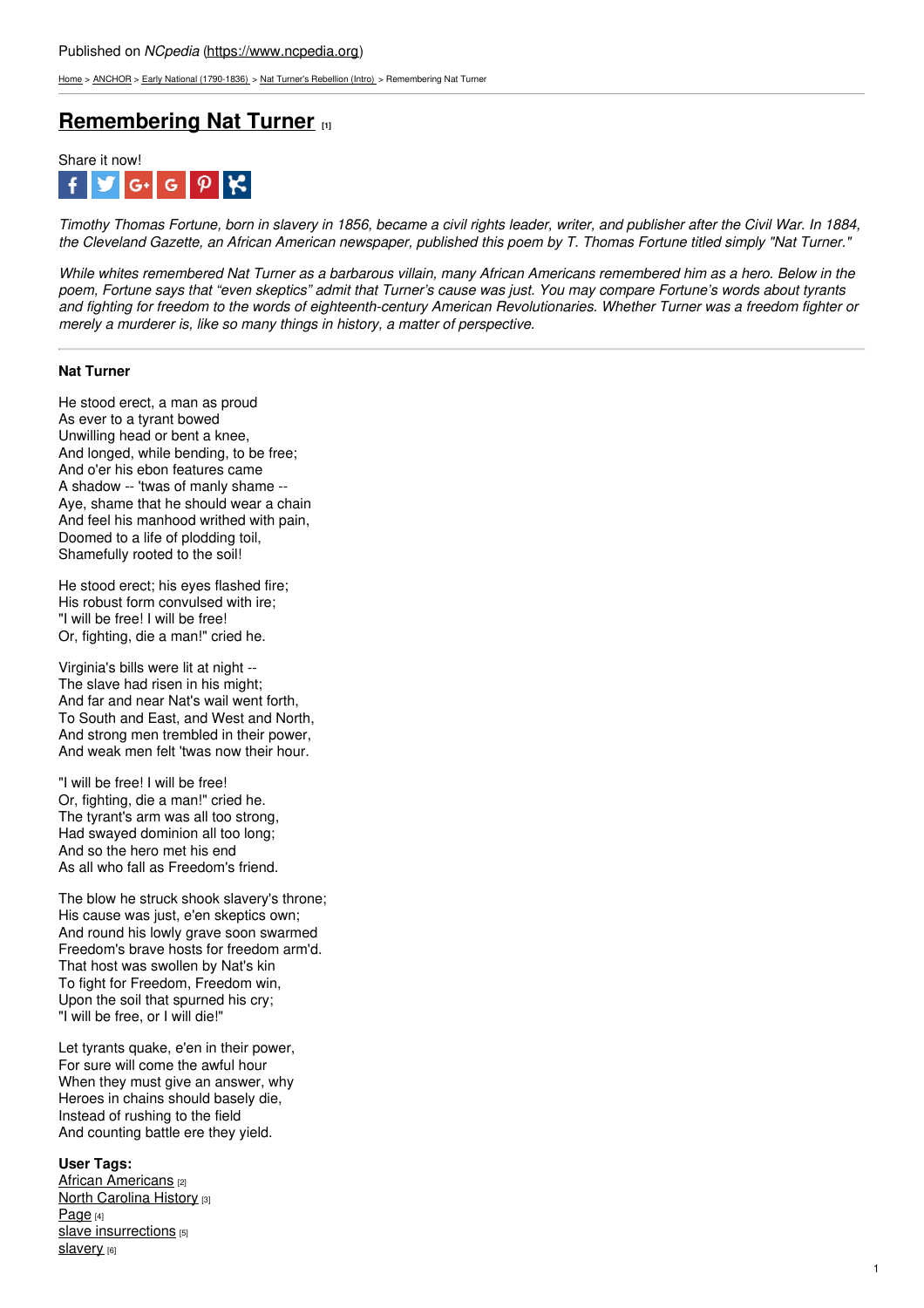Published on *NCpedia* (https://www.ncpedia.org)

Home > ANCHOR > Early National (1790-1836) > Nat Turner's Rebellion (Intro) > Remembering Nat Turner

# Remembering Nat Turner [1]

Share it now!

*Timothy Thomas Fortune, born in slavery in 1856, became a civil rights leader, writer, and publisher after the Civil War. In 1884, the Cleveland Gazette, an African American newspaper, published this poem by T. Thomas Fortune titled simply "Nat Turner."*

*While whites remembered Nat Turner as a barbarous villain, many African Americans remembered him as a hero. Below in the poem, Fortune says that "even skeptics" admit that Turner's cause was just. You may compare Fortune's words about tyrants and fighting for freedom to the words of eighteenth-century American Revolutionaries. Whether Turner was a freedom fighter or merely a murderer is, like so many things in history, a matter of perspective.*

---

**Nat Turner**

He stood erect, a man as proud  
As ever to a tyrant bowed  
Unwilling head or bent a knee,  
And longed, while bending, to be free;  
And o'er his ebon features came  
A shadow -- 'twas of manly shame --  
Aye, shame that he should wear a chain  
And feel his manhood writhed with pain,  
Doomed to a life of plodding toil,  
Shamefully rooted to the soil!

He stood erect; his eyes flashed fire;  
His robust form convulsed with ire;  
"I will be free! I will be free!  
Or, fighting, die a man!" cried he.

Virginia's bills were lit at night --  
The slave had risen in his might;  
And far and near Nat's wail went forth,  
To South and East, and West and North,  
And strong men trembled in their power,  
And weak men felt 'twas now their hour.

"I will be free! I will be free!  
Or, fighting, die a man!" cried he.  
The tyrant's arm was all too strong,  
Had swayed dominion all too long;  
And so the hero met his end  
As all who fall as Freedom's friend.

The blow he struck shook slavery's throne;  
His cause was just, e'en skeptics own;  
And round his lowly grave soon swarmed  
Freedom's brave hosts for freedom arm'd.  
That host was swollen by Nat's kin  
To fight for Freedom, Freedom win,  
Upon the soil that spurned his cry;  
"I will be free, or I will die!"

Let tyrants quake, e'en in their power,  
For sure will come the awful hour  
When they must give an answer, why  
Heroes in chains should basely die,  
Instead of rushing to the field  
And counting battle ere they yield.

**User Tags:**  
African Americans [2]  
North Carolina History [3]  
Page [4]  
slave insurrections [5]  
slavery [6]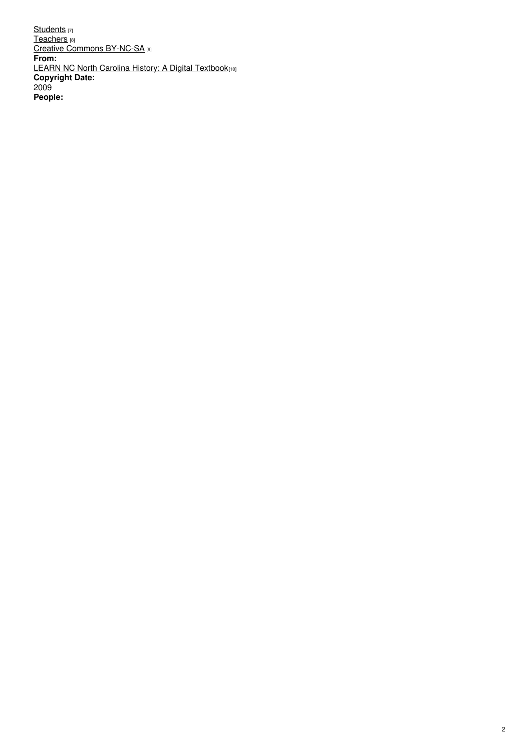Students [7]
Teachers [8]
Creative Commons BY-NC-SA [9]
**From:**
LEARN NC North Carolina History: A Digital Textbook[10]
**Copyright Date:**
2009
**People:**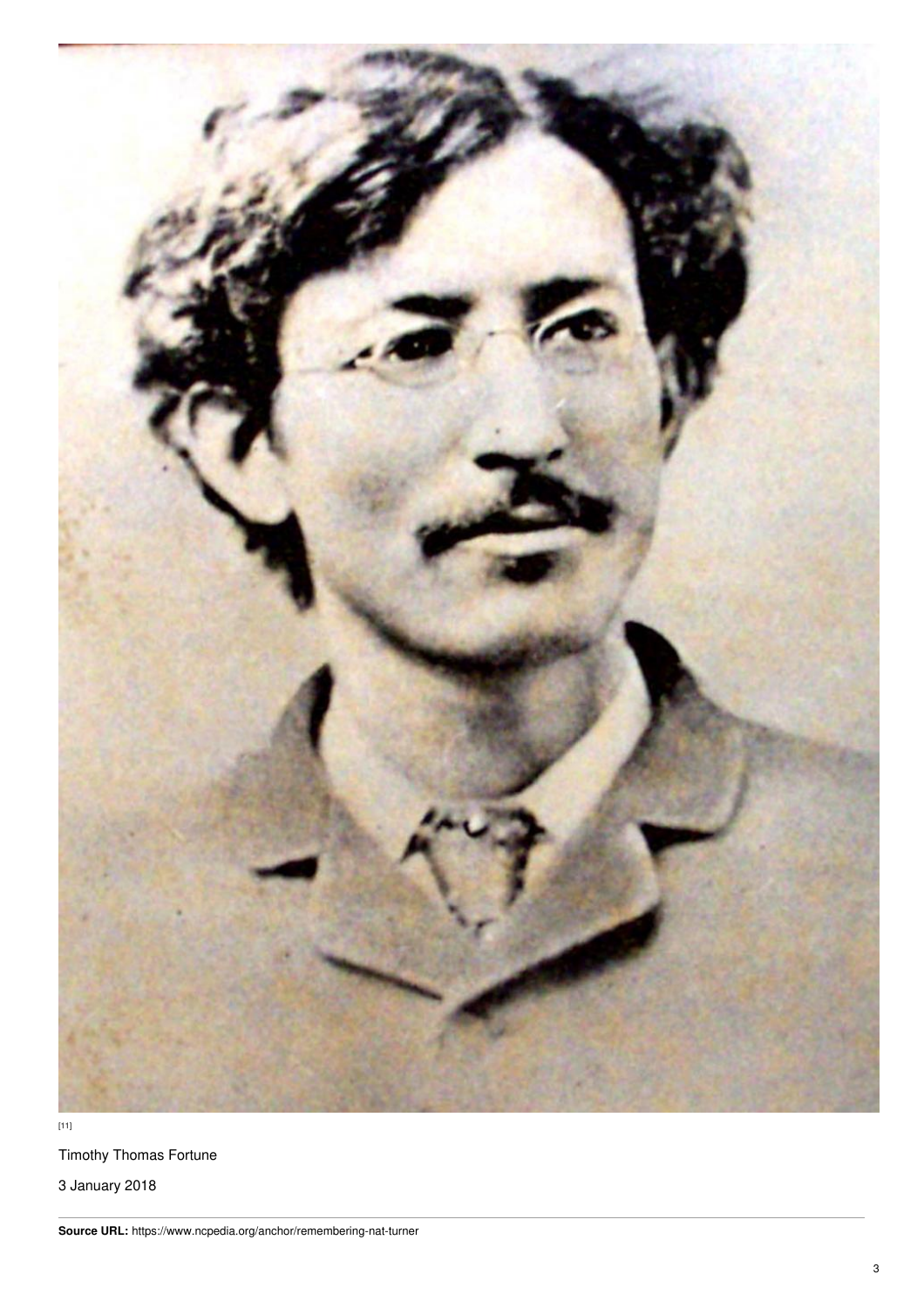[11]

Timothy Thomas Fortune

3 January 2018

**Source URL:** https://www.ncpedia.org/anchor/remembering-nat-turner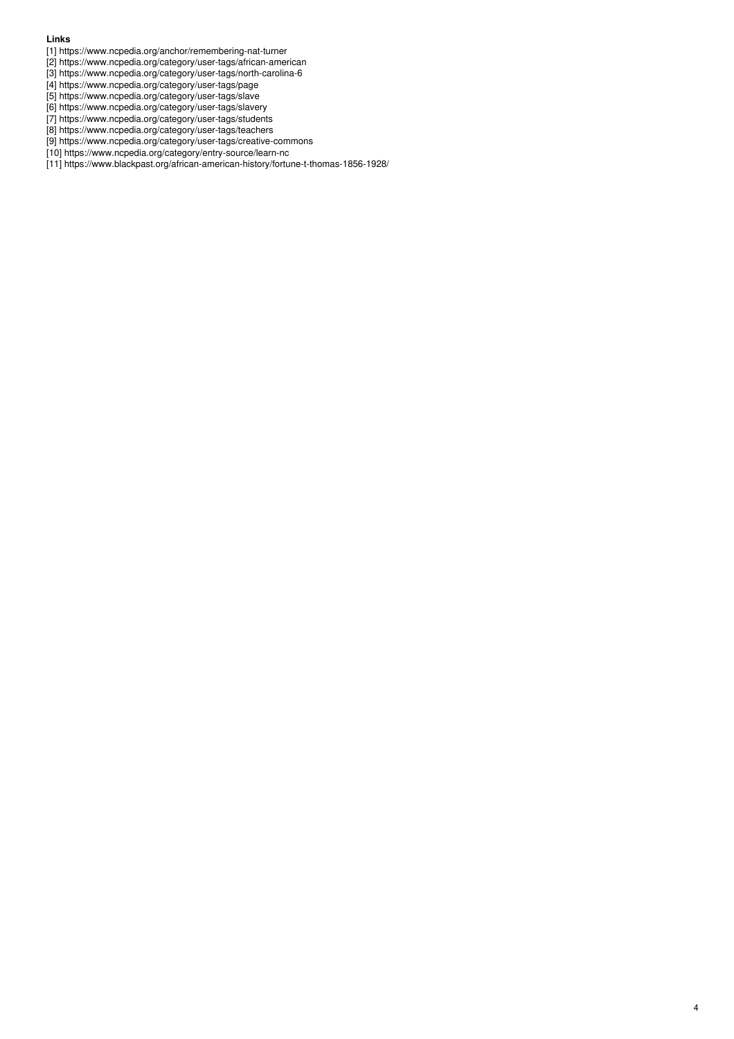**Links**

[1] https://www.ncpedia.org/anchor/remembering-nat-turner
[2] https://www.ncpedia.org/category/user-tags/african-american
[3] https://www.ncpedia.org/category/user-tags/north-carolina-6
[4] https://www.ncpedia.org/category/user-tags/page
[5] https://www.ncpedia.org/category/user-tags/slave
[6] https://www.ncpedia.org/category/user-tags/slavery
[7] https://www.ncpedia.org/category/user-tags/students
[8] https://www.ncpedia.org/category/user-tags/teachers
[9] https://www.ncpedia.org/category/user-tags/creative-commons
[10] https://www.ncpedia.org/category/entry-source/learn-nc
[11] https://www.blackpast.org/african-american-history/fortune-t-thomas-1856-1928/